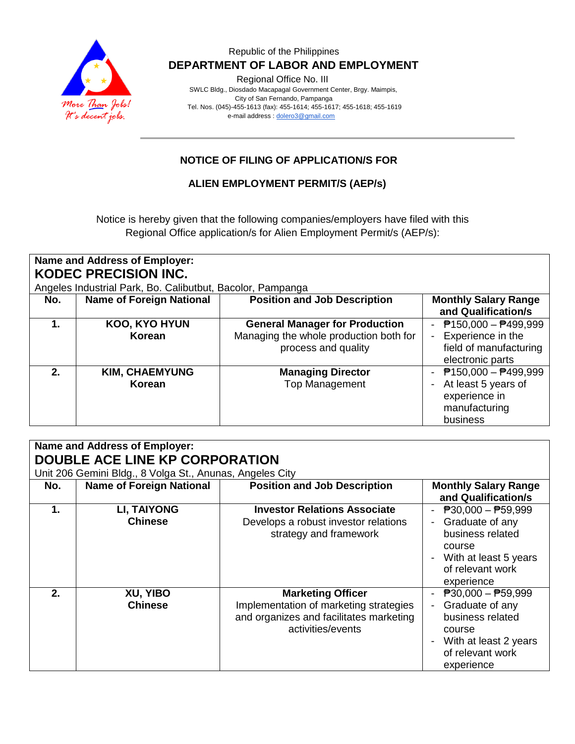Republic of the Philippines

**DEPARTMENT OF LABOR AND EMPLOYMENT**

Regional Office No. III

SWLC Bldg., Diosdado Macapagal Government Center, Brgy. Maimpis, City of San Fernando, Pampanga

Tel. Nos. (045)-455-1613 (fax): 455-1614; 455-1617; 455-1618; 455-1619

e-mail address : dolero3@gmail.com

## NOTICE OF FILING OF APPLICATION/S FOR

## ALIEN EMPLOYMENT PERMIT/S (AEP/s)

Notice is hereby given that the following companies/employers have filed with this Regional Office application/s for Alien Employment Permit/s (AEP/s):

**Name and Address of Employer:**
**KODEC PRECISION INC.**
Angeles Industrial Park, Bo. Calibutbut, Bacolor, Pampanga

| No. | Name of Foreign National | Position and Job Description | Monthly Salary Range and Qualification/s |
|---|---|---|---|
| **1.** | **KOO, KYO HYUN**<br>**Korean** | **General Manager for Production**<br>Managing the whole production both for process and quality | - ₱150,000 – ₱499,999<br>- Experience in the field of manufacturing electronic parts |
| **2.** | **KIM, CHAEMYUNG**<br>**Korean** | **Managing Director**<br>Top Management | - ₱150,000 – ₱499,999<br>- At least 5 years of experience in manufacturing business |

**Name and Address of Employer:**
**DOUBLE ACE LINE KP CORPORATION**
Unit 206 Gemini Bldg., 8 Volga St., Anunas, Angeles City

| No. | Name of Foreign National | Position and Job Description | Monthly Salary Range and Qualification/s |
|---|---|---|---|
| **1.** | **LI, TAIYONG**<br>**Chinese** | **Investor Relations Associate**<br>Develops a robust investor relations strategy and framework | - ₱30,000 – ₱59,999<br>- Graduate of any business related course<br>- With at least 5 years of relevant work experience |
| **2.** | **XU, YIBO**<br>**Chinese** | **Marketing Officer**<br>Implementation of marketing strategies and organizes and facilitates marketing activities/events | - ₱30,000 – ₱59,999<br>- Graduate of any business related course<br>- With at least 2 years of relevant work experience |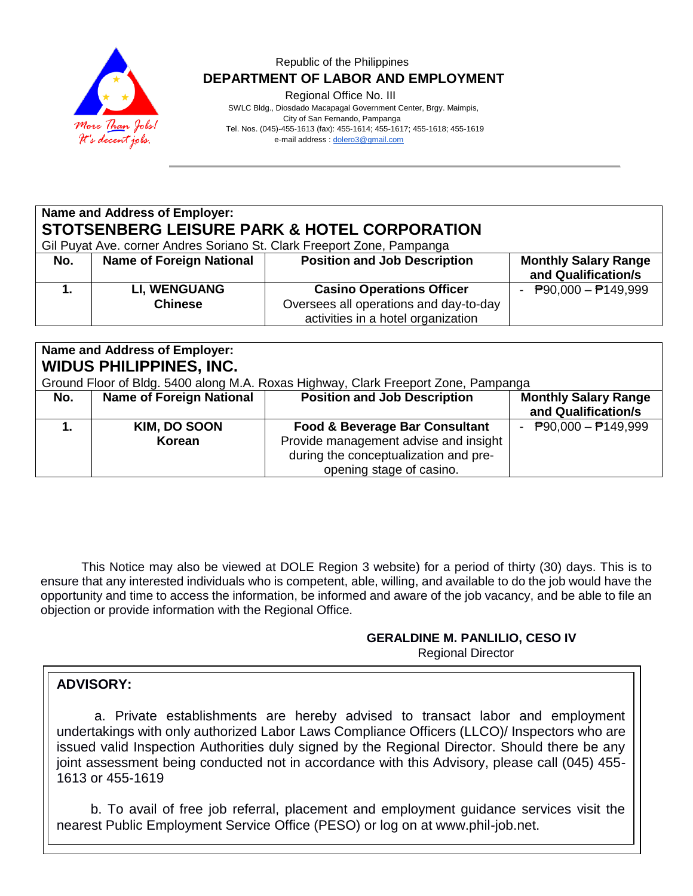Republic of the Philippines

**DEPARTMENT OF LABOR AND EMPLOYMENT**

Regional Office No. III

SWLC Bldg., Diosdado Macapagal Government Center, Brgy. Maimpis,
City of San Fernando, Pampanga
Tel. Nos. (045)-455-1613 (fax): 455-1614; 455-1617; 455-1618; 455-1619
e-mail address : dolero3@gmail.com

More Than Jobs! It's decent jobs.

**Name and Address of Employer:**

**STOTSENBERG LEISURE PARK & HOTEL CORPORATION**

Gil Puyat Ave. corner Andres Soriano St. Clark Freeport Zone, Pampanga

| No. | Name of Foreign National | Position and Job Description | Monthly Salary Range and Qualification/s |
|---|---|---|---|
| **1.** | **LI, WENGUANG** **Chinese** | **Casino Operations Officer** Oversees all operations and day-to-day activities in a hotel organization | - ₱90,000 – ₱149,999 |

**Name and Address of Employer:**

**WIDUS PHILIPPINES, INC.**

Ground Floor of Bldg. 5400 along M.A. Roxas Highway, Clark Freeport Zone, Pampanga

| No. | Name of Foreign National | Position and Job Description | Monthly Salary Range and Qualification/s |
|---|---|---|---|
| **1.** | **KIM, DO SOON** **Korean** | **Food & Beverage Bar Consultant** Provide management advise and insight during the conceptualization and pre-opening stage of casino. | - ₱90,000 – ₱149,999 |

This Notice may also be viewed at DOLE Region 3 website) for a period of thirty (30) days. This is to ensure that any interested individuals who is competent, able, willing, and available to do the job would have the opportunity and time to access the information, be informed and aware of the job vacancy, and be able to file an objection or provide information with the Regional Office.

**GERALDINE M. PANLILIO, CESO IV**
Regional Director

**ADVISORY:**

a. Private establishments are hereby advised to transact labor and employment undertakings with only authorized Labor Laws Compliance Officers (LLCO)/ Inspectors who are issued valid Inspection Authorities duly signed by the Regional Director. Should there be any joint assessment being conducted not in accordance with this Advisory, please call (045) 455-1613 or 455-1619

b. To avail of free job referral, placement and employment guidance services visit the nearest Public Employment Service Office (PESO) or log on at www.phil-job.net.